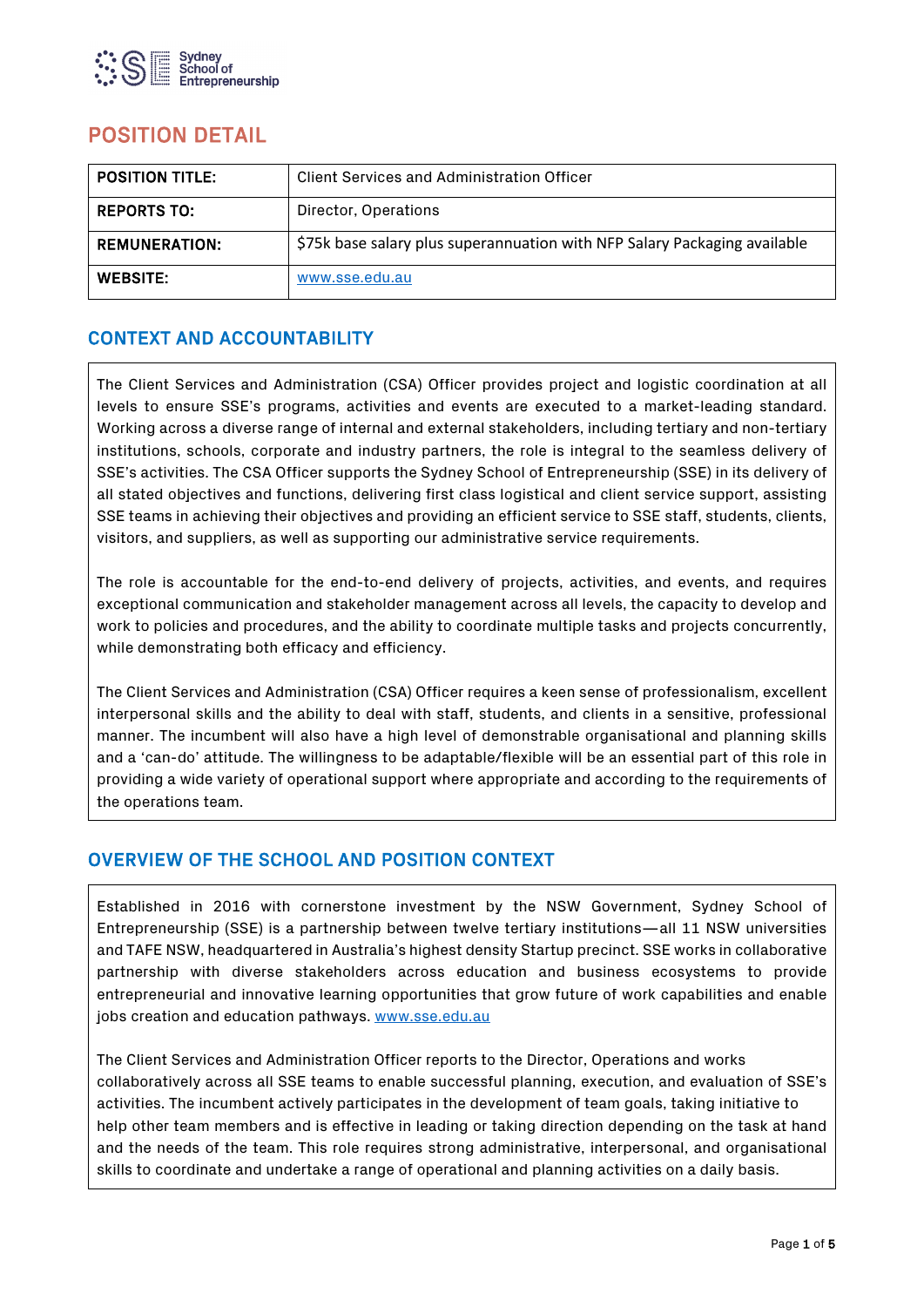## POSITION DETAIL

| POSITION TITLE: | Client Services and Administration Officer |
|---|---|
| REPORTS TO: | Director, Operations |
| REMUNERATION: | $75k base salary plus superannuation with NFP Salary Packaging available |
| WEBSITE: | www.sse.edu.au |

## CONTEXT AND ACCOUNTABILITY

The Client Services and Administration (CSA) Officer provides project and logistic coordination at all levels to ensure SSE's programs, activities and events are executed to a market-leading standard. Working across a diverse range of internal and external stakeholders, including tertiary and non-tertiary institutions, schools, corporate and industry partners, the role is integral to the seamless delivery of SSE's activities. The CSA Officer supports the Sydney School of Entrepreneurship (SSE) in its delivery of all stated objectives and functions, delivering first class logistical and client service support, assisting SSE teams in achieving their objectives and providing an efficient service to SSE staff, students, clients, visitors, and suppliers, as well as supporting our administrative service requirements.

The role is accountable for the end-to-end delivery of projects, activities, and events, and requires exceptional communication and stakeholder management across all levels, the capacity to develop and work to policies and procedures, and the ability to coordinate multiple tasks and projects concurrently, while demonstrating both efficacy and efficiency.

The Client Services and Administration (CSA) Officer requires a keen sense of professionalism, excellent interpersonal skills and the ability to deal with staff, students, and clients in a sensitive, professional manner. The incumbent will also have a high level of demonstrable organisational and planning skills and a 'can-do' attitude. The willingness to be adaptable/flexible will be an essential part of this role in providing a wide variety of operational support where appropriate and according to the requirements of the operations team.

## OVERVIEW OF THE SCHOOL AND POSITION CONTEXT

Established in 2016 with cornerstone investment by the NSW Government, Sydney School of Entrepreneurship (SSE) is a partnership between twelve tertiary institutions—all 11 NSW universities and TAFE NSW, headquartered in Australia's highest density Startup precinct. SSE works in collaborative partnership with diverse stakeholders across education and business ecosystems to provide entrepreneurial and innovative learning opportunities that grow future of work capabilities and enable jobs creation and education pathways. www.sse.edu.au

The Client Services and Administration Officer reports to the Director, Operations and works collaboratively across all SSE teams to enable successful planning, execution, and evaluation of SSE's activities. The incumbent actively participates in the development of team goals, taking initiative to help other team members and is effective in leading or taking direction depending on the task at hand and the needs of the team. This role requires strong administrative, interpersonal, and organisational skills to coordinate and undertake a range of operational and planning activities on a daily basis.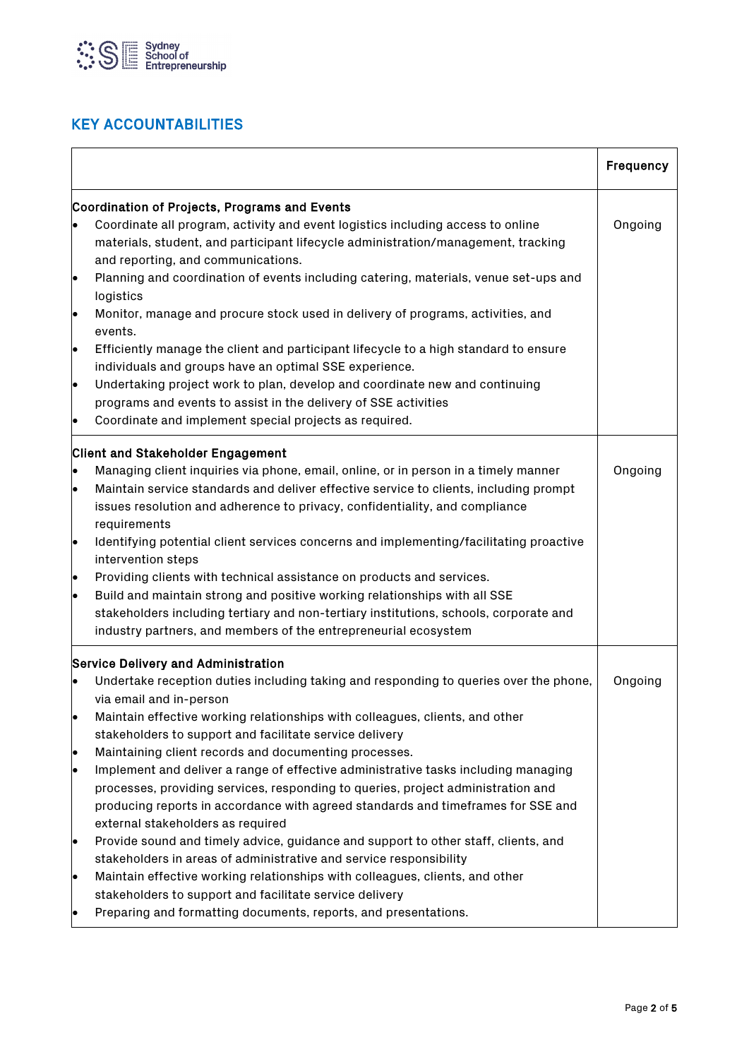## KEY ACCOUNTABILITIES

| | Frequency |
|---|---|
| **Coordination of Projects, Programs and Events**<br>• Coordinate all program, activity and event logistics including access to online materials, student, and participant lifecycle administration/management, tracking and reporting, and communications.<br>• Planning and coordination of events including catering, materials, venue set-ups and logistics<br>• Monitor, manage and procure stock used in delivery of programs, activities, and events.<br>• Efficiently manage the client and participant lifecycle to a high standard to ensure individuals and groups have an optimal SSE experience.<br>• Undertaking project work to plan, develop and coordinate new and continuing programs and events to assist in the delivery of SSE activities<br>• Coordinate and implement special projects as required. | Ongoing |
| **Client and Stakeholder Engagement**<br>• Managing client inquiries via phone, email, online, or in person in a timely manner<br>• Maintain service standards and deliver effective service to clients, including prompt issues resolution and adherence to privacy, confidentiality, and compliance requirements<br>• Identifying potential client services concerns and implementing/facilitating proactive intervention steps<br>• Providing clients with technical assistance on products and services.<br>• Build and maintain strong and positive working relationships with all SSE stakeholders including tertiary and non-tertiary institutions, schools, corporate and industry partners, and members of the entrepreneurial ecosystem | Ongoing |
| **Service Delivery and Administration**<br>• Undertake reception duties including taking and responding to queries over the phone, via email and in-person<br>• Maintain effective working relationships with colleagues, clients, and other stakeholders to support and facilitate service delivery<br>• Maintaining client records and documenting processes.<br>• Implement and deliver a range of effective administrative tasks including managing processes, providing services, responding to queries, project administration and producing reports in accordance with agreed standards and timeframes for SSE and external stakeholders as required<br>• Provide sound and timely advice, guidance and support to other staff, clients, and stakeholders in areas of administrative and service responsibility<br>• Maintain effective working relationships with colleagues, clients, and other stakeholders to support and facilitate service delivery<br>• Preparing and formatting documents, reports, and presentations. | Ongoing |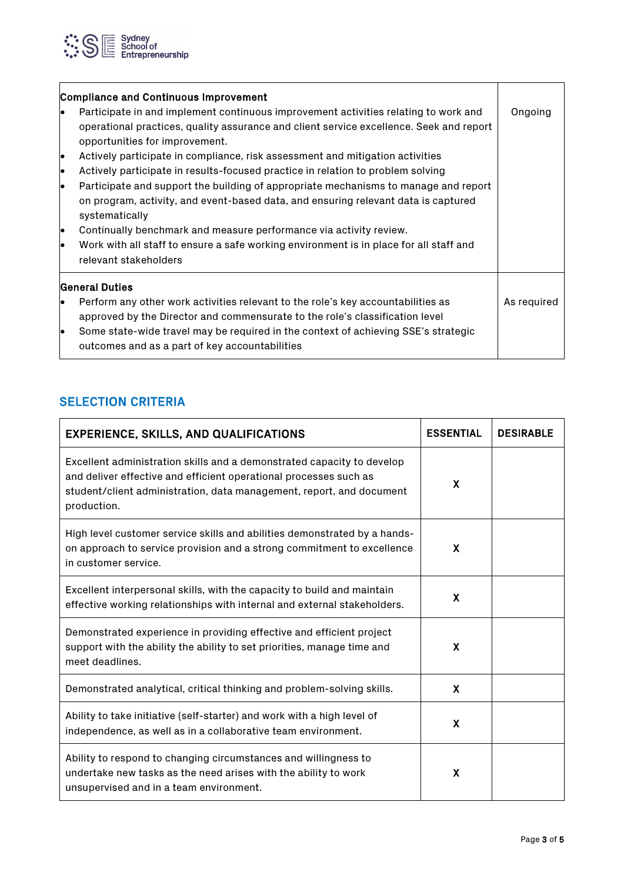| | |
|---|---|
| **Compliance and Continuous Improvement**<br>• Participate in and implement continuous improvement activities relating to work and operational practices, quality assurance and client service excellence. Seek and report opportunities for improvement.<br>• Actively participate in compliance, risk assessment and mitigation activities<br>• Actively participate in results-focused practice in relation to problem solving<br>• Participate and support the building of appropriate mechanisms to manage and report on program, activity, and event-based data, and ensuring relevant data is captured systematically<br>• Continually benchmark and measure performance via activity review.<br>• Work with all staff to ensure a safe working environment is in place for all staff and relevant stakeholders | Ongoing |
| **General Duties**<br>• Perform any other work activities relevant to the role's key accountabilities as approved by the Director and commensurate to the role's classification level<br>• Some state-wide travel may be required in the context of achieving SSE's strategic outcomes and as a part of key accountabilities | As required |

## SELECTION CRITERIA

| EXPERIENCE, SKILLS, AND QUALIFICATIONS | ESSENTIAL | DESIRABLE |
|---|---|---|
| Excellent administration skills and a demonstrated capacity to develop and deliver effective and efficient operational processes such as student/client administration, data management, report, and document production. | X | |
| High level customer service skills and abilities demonstrated by a hands-on approach to service provision and a strong commitment to excellence in customer service. | X | |
| Excellent interpersonal skills, with the capacity to build and maintain effective working relationships with internal and external stakeholders. | X | |
| Demonstrated experience in providing effective and efficient project support with the ability the ability to set priorities, manage time and meet deadlines. | X | |
| Demonstrated analytical, critical thinking and problem-solving skills. | X | |
| Ability to take initiative (self-starter) and work with a high level of independence, as well as in a collaborative team environment. | X | |
| Ability to respond to changing circumstances and willingness to undertake new tasks as the need arises with the ability to work unsupervised and in a team environment. | X | |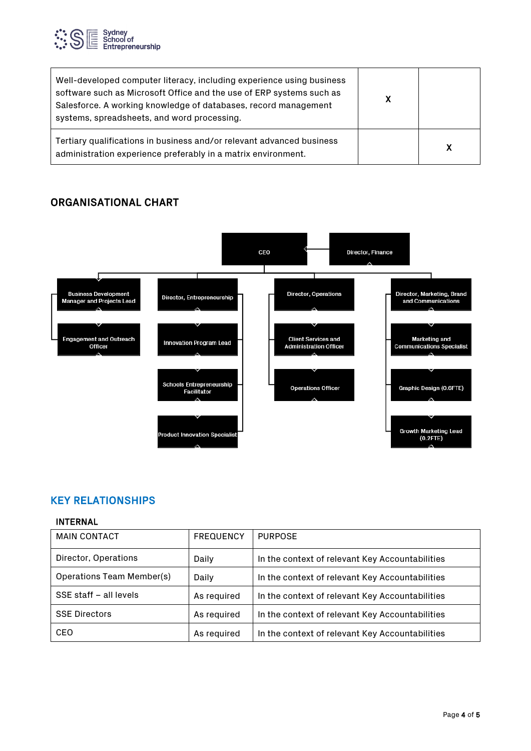| | | |
|---|---|---|
| Well-developed computer literacy, including experience using business software such as Microsoft Office and the use of ERP systems such as Salesforce. A working knowledge of databases, record management systems, spreadsheets, and word processing. | X | |
| Tertiary qualifications in business and/or relevant advanced business administration experience preferably in a matrix environment. | | X |

## ORGANISATIONAL CHART

- CEO
  - Director, Finance
  - Business Development Manager and Projects Lead
    - Engagement and Outreach Officer
  - Director, Entrepreneurship
    - Innovation Program Lead
    - Schools Entrepreneurship Facilitator
    - Product Innovation Specialist
  - Director, Operations
    - Client Services and Administration Officer
    - Operations Officer
  - Director, Marketing, Brand and Communications
    - Marketing and Communications Specialist
    - Graphic Design (0.6FTE)
    - Growth Marketing Lead (0.2FTE)

## KEY RELATIONSHIPS

### INTERNAL

| MAIN CONTACT | FREQUENCY | PURPOSE |
|---|---|---|
| Director, Operations | Daily | In the context of relevant Key Accountabilities |
| Operations Team Member(s) | Daily | In the context of relevant Key Accountabilities |
| SSE staff – all levels | As required | In the context of relevant Key Accountabilities |
| SSE Directors | As required | In the context of relevant Key Accountabilities |
| CEO | As required | In the context of relevant Key Accountabilities |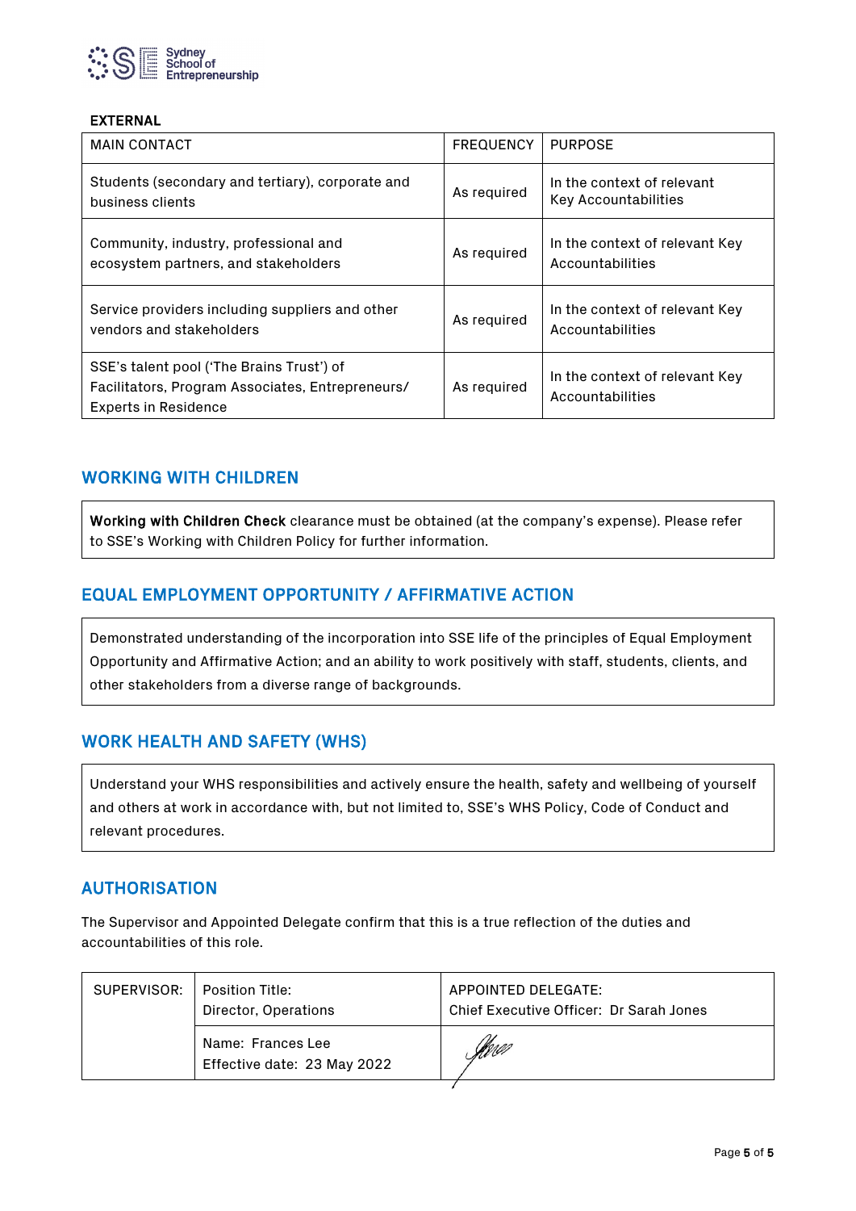**EXTERNAL**

| MAIN CONTACT | FREQUENCY | PURPOSE |
| --- | --- | --- |
| Students (secondary and tertiary), corporate and business clients | As required | In the context of relevant Key Accountabilities |
| Community, industry, professional and ecosystem partners, and stakeholders | As required | In the context of relevant Key Accountabilities |
| Service providers including suppliers and other vendors and stakeholders | As required | In the context of relevant Key Accountabilities |
| SSE's talent pool ('The Brains Trust') of Facilitators, Program Associates, Entrepreneurs/ Experts in Residence | As required | In the context of relevant Key Accountabilities |

## WORKING WITH CHILDREN

**Working with Children Check** clearance must be obtained (at the company's expense). Please refer to SSE's Working with Children Policy for further information.

## EQUAL EMPLOYMENT OPPORTUNITY / AFFIRMATIVE ACTION

Demonstrated understanding of the incorporation into SSE life of the principles of Equal Employment Opportunity and Affirmative Action; and an ability to work positively with staff, students, clients, and other stakeholders from a diverse range of backgrounds.

## WORK HEALTH AND SAFETY (WHS)

Understand your WHS responsibilities and actively ensure the health, safety and wellbeing of yourself and others at work in accordance with, but not limited to, SSE's WHS Policy, Code of Conduct and relevant procedures.

## AUTHORISATION

The Supervisor and Appointed Delegate confirm that this is a true reflection of the duties and accountabilities of this role.

| | | |
| --- | --- | --- |
| SUPERVISOR: | Position Title: Director, Operations | APPOINTED DELEGATE: Chief Executive Officer: Dr Sarah Jones |
| | Name: Frances Lee<br>Effective date: 23 May 2022 | Jones |